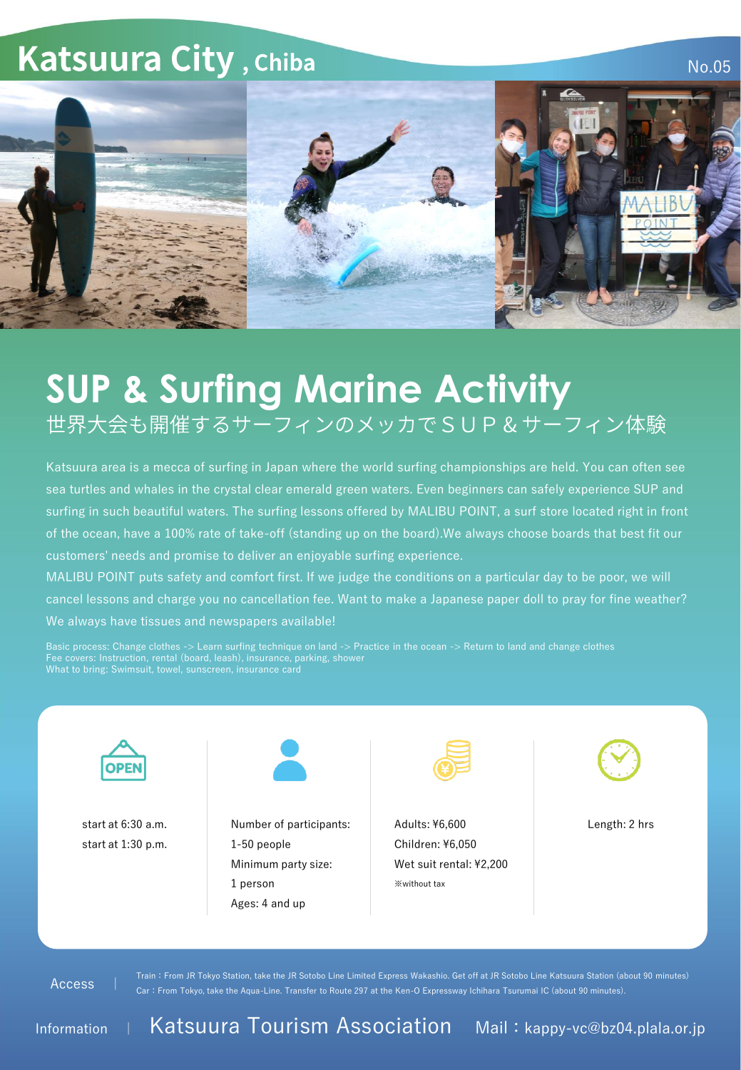# Katsuura City , Chiba

No.05

## SUP & Surfing Marine Activity

世界大会も開催するサーフィンのメッカでＳＵＰ＆サーフィン体験

Katsuura area is a mecca of surfing in Japan where the world surfing championships are held. You can often see sea turtles and whales in the crystal clear emerald green waters. Even beginners can safely experience SUP and surfing in such beautiful waters. The surfing lessons offered by MALIBU POINT, a surf store located right in front of the ocean, have a 100% rate of take-off (standing up on the board).We always choose boards that best fit our customers' needs and promise to deliver an enjoyable surfing experience.

MALIBU POINT puts safety and comfort first. If we judge the conditions on a particular day to be poor, we will cancel lessons and charge you no cancellation fee. Want to make a Japanese paper doll to pray for fine weather? We always have tissues and newspapers available!

Basic process: Change clothes -> Learn surfing technique on land -> Practice in the ocean -> Return to land and change clothes
Fee covers: Instruction, rental (board, leash), insurance, parking, shower
What to bring: Swimsuit, towel, sunscreen, insurance card

| OPEN | Participants | Price | Length |
|---|---|---|---|
| start at 6:30 a.m.<br>start at 1:30 p.m. | Number of participants: 1-50 people<br>Minimum party size: 1 person<br>Ages: 4 and up | Adults: ¥6,600<br>Children: ¥6,050<br>Wet suit rental: ¥2,200<br>※without tax | Length: 2 hrs |

Access | Train：From JR Tokyo Station, take the JR Sotobo Line Limited Express Wakashio. Get off at JR Sotobo Line Katsuura Station (about 90 minutes)
Car：From Tokyo, take the Aqua-Line. Transfer to Route 297 at the Ken-O Expressway Ichihara Tsurumai IC (about 90 minutes).

Information | Katsuura Tourism Association Mail：kappy-vc@bz04.plala.or.jp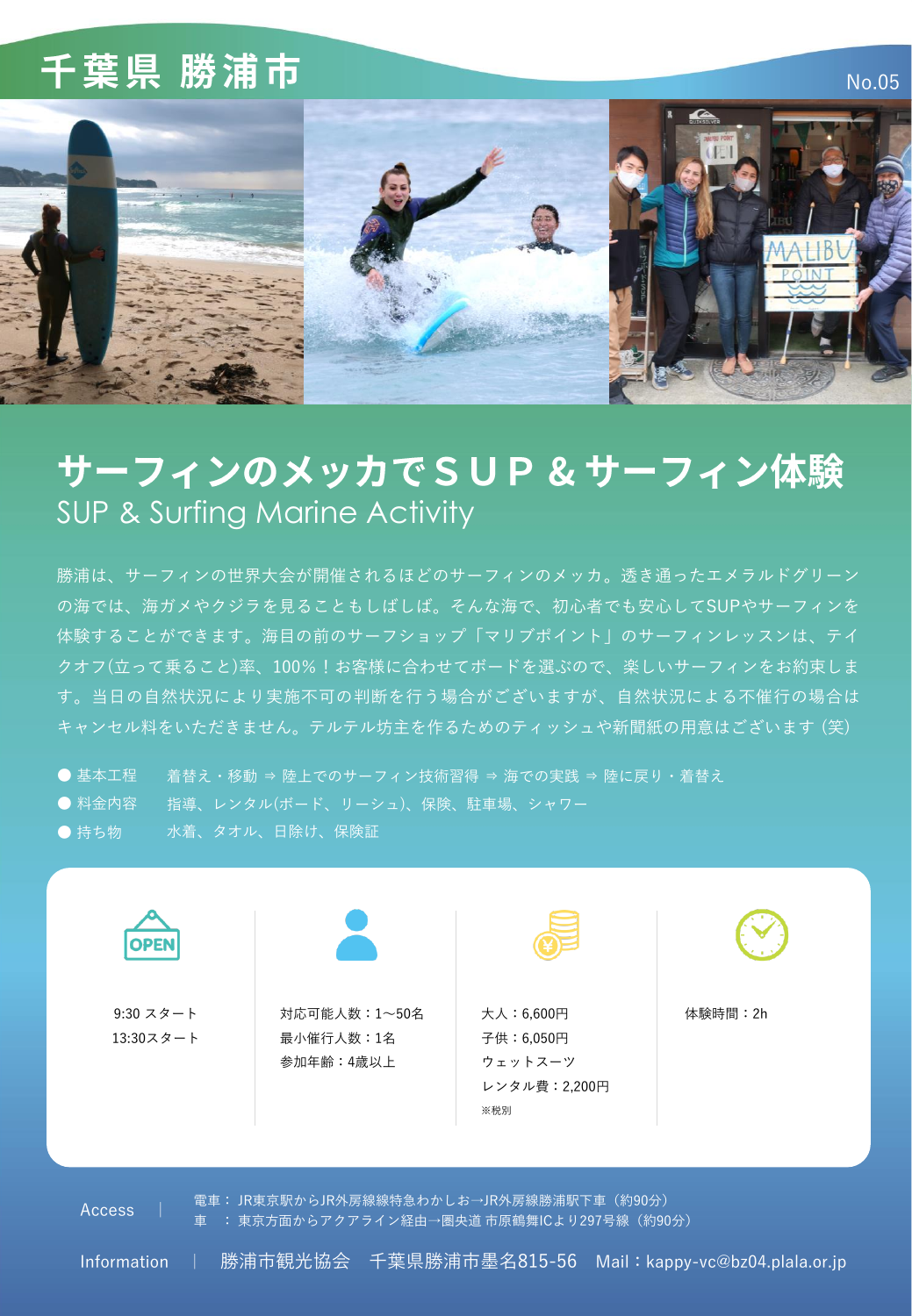# 千葉県 勝浦市

No.05

## サーフィンのメッカでＳＵＰ＆サーフィン体験

SUP & Surfing Marine Activity

勝浦は、サーフィンの世界大会が開催されるほどのサーフィンのメッカ。透き通ったエメラルドグリーンの海では、海ガメやクジラを見ることもしばしば。そんな海で、初心者でも安心してSUPやサーフィンを体験することができます。海目の前のサーフショップ「マリブポイント」のサーフィンレッスンは、テイクオフ(立って乗ること)率、100％！お客様に合わせてボードを選ぶので、楽しいサーフィンをお約束します。当日の自然状況により実施不可の判断を行う場合がございますが、自然状況による不催行の場合はキャンセル料をいただきません。テルテル坊主を作るためのティッシュや新聞紙の用意はございます（笑）

- 基本工程　着替え・移動 ⇒ 陸上でのサーフィン技術習得 ⇒ 海での実践 ⇒ 陸に戻り・着替え
- 料金内容　指導、レンタル(ボード、リーシュ)、保険、駐車場、シャワー
- 持ち物　水着、タオル、日除け、保険証

9:30 スタート
13:30スタート

対応可能人数：1〜50名
最小催行人数：1名
参加年齢：4歳以上

大人：6,600円
子供：6,050円
ウェットスーツ
レンタル費：2,200円
※税別

体験時間：2h

Access ｜ 電車： JR東京駅からJR外房線特急わかしお→JR外房線勝浦駅下車（約90分）
車　： 東京方面からアクアライン経由→圏央道 市原鶴舞ICより297号線（約90分）

Information ｜ 勝浦市観光協会　千葉県勝浦市墨名815-56　Mail：kappy-vc@bz04.plala.or.jp